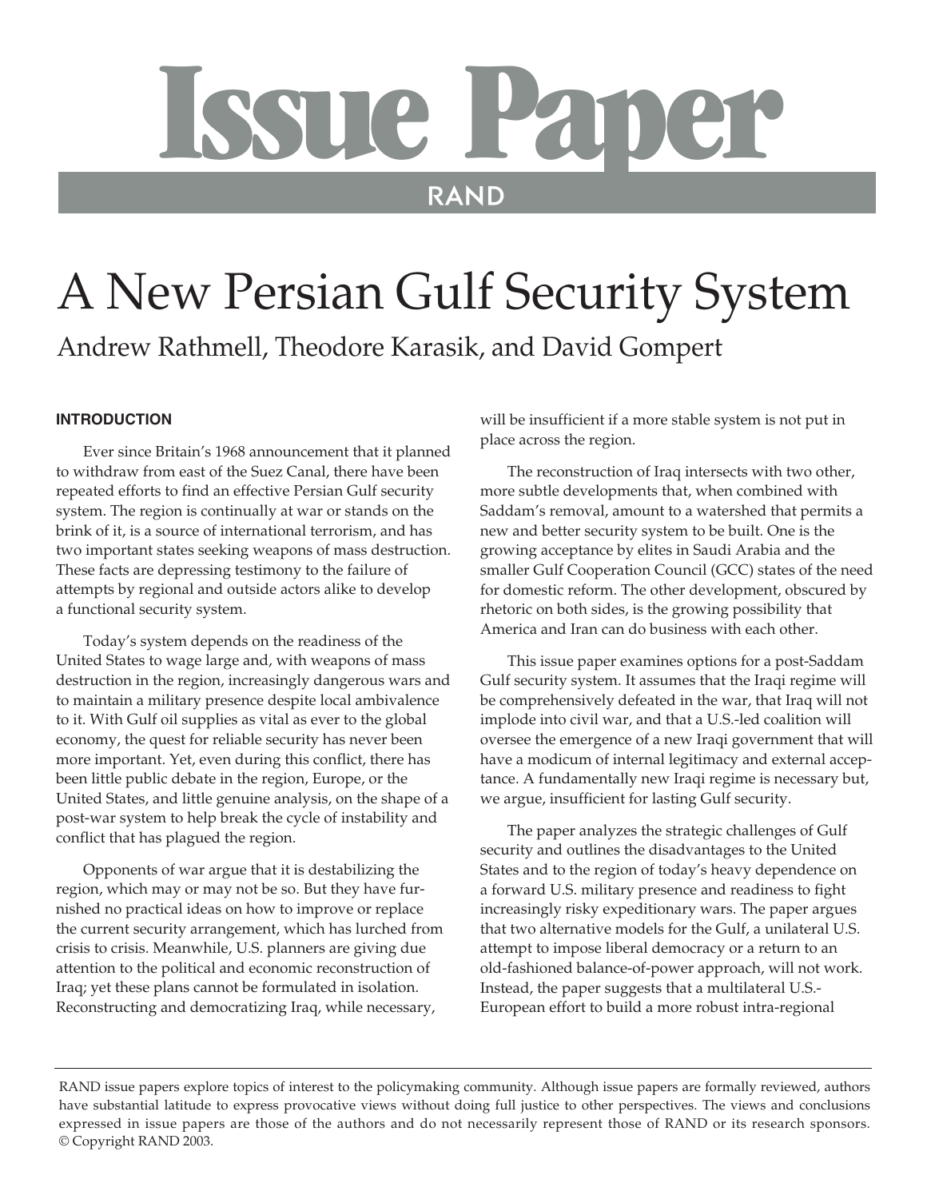# Issue Paper

RAND

# A New Persian Gulf Security System

Andrew Rathmell, Theodore Karasik, and David Gompert

## INTRODUCTION

Ever since Britain's 1968 announcement that it planned to withdraw from east of the Suez Canal, there have been repeated efforts to find an effective Persian Gulf security system. The region is continually at war or stands on the brink of it, is a source of international terrorism, and has two important states seeking weapons of mass destruction. These facts are depressing testimony to the failure of attempts by regional and outside actors alike to develop a functional security system.

Today's system depends on the readiness of the United States to wage large and, with weapons of mass destruction in the region, increasingly dangerous wars and to maintain a military presence despite local ambivalence to it. With Gulf oil supplies as vital as ever to the global economy, the quest for reliable security has never been more important. Yet, even during this conflict, there has been little public debate in the region, Europe, or the United States, and little genuine analysis, on the shape of a post-war system to help break the cycle of instability and conflict that has plagued the region.

Opponents of war argue that it is destabilizing the region, which may or may not be so. But they have furnished no practical ideas on how to improve or replace the current security arrangement, which has lurched from crisis to crisis. Meanwhile, U.S. planners are giving due attention to the political and economic reconstruction of Iraq; yet these plans cannot be formulated in isolation. Reconstructing and democratizing Iraq, while necessary, will be insufficient if a more stable system is not put in place across the region.

The reconstruction of Iraq intersects with two other, more subtle developments that, when combined with Saddam's removal, amount to a watershed that permits a new and better security system to be built. One is the growing acceptance by elites in Saudi Arabia and the smaller Gulf Cooperation Council (GCC) states of the need for domestic reform. The other development, obscured by rhetoric on both sides, is the growing possibility that America and Iran can do business with each other.

This issue paper examines options for a post-Saddam Gulf security system. It assumes that the Iraqi regime will be comprehensively defeated in the war, that Iraq will not implode into civil war, and that a U.S.-led coalition will oversee the emergence of a new Iraqi government that will have a modicum of internal legitimacy and external acceptance. A fundamentally new Iraqi regime is necessary but, we argue, insufficient for lasting Gulf security.

The paper analyzes the strategic challenges of Gulf security and outlines the disadvantages to the United States and to the region of today's heavy dependence on a forward U.S. military presence and readiness to fight increasingly risky expeditionary wars. The paper argues that two alternative models for the Gulf, a unilateral U.S. attempt to impose liberal democracy or a return to an old-fashioned balance-of-power approach, will not work. Instead, the paper suggests that a multilateral U.S.-European effort to build a more robust intra-regional

RAND issue papers explore topics of interest to the policymaking community. Although issue papers are formally reviewed, authors have substantial latitude to express provocative views without doing full justice to other perspectives. The views and conclusions expressed in issue papers are those of the authors and do not necessarily represent those of RAND or its research sponsors. © Copyright RAND 2003.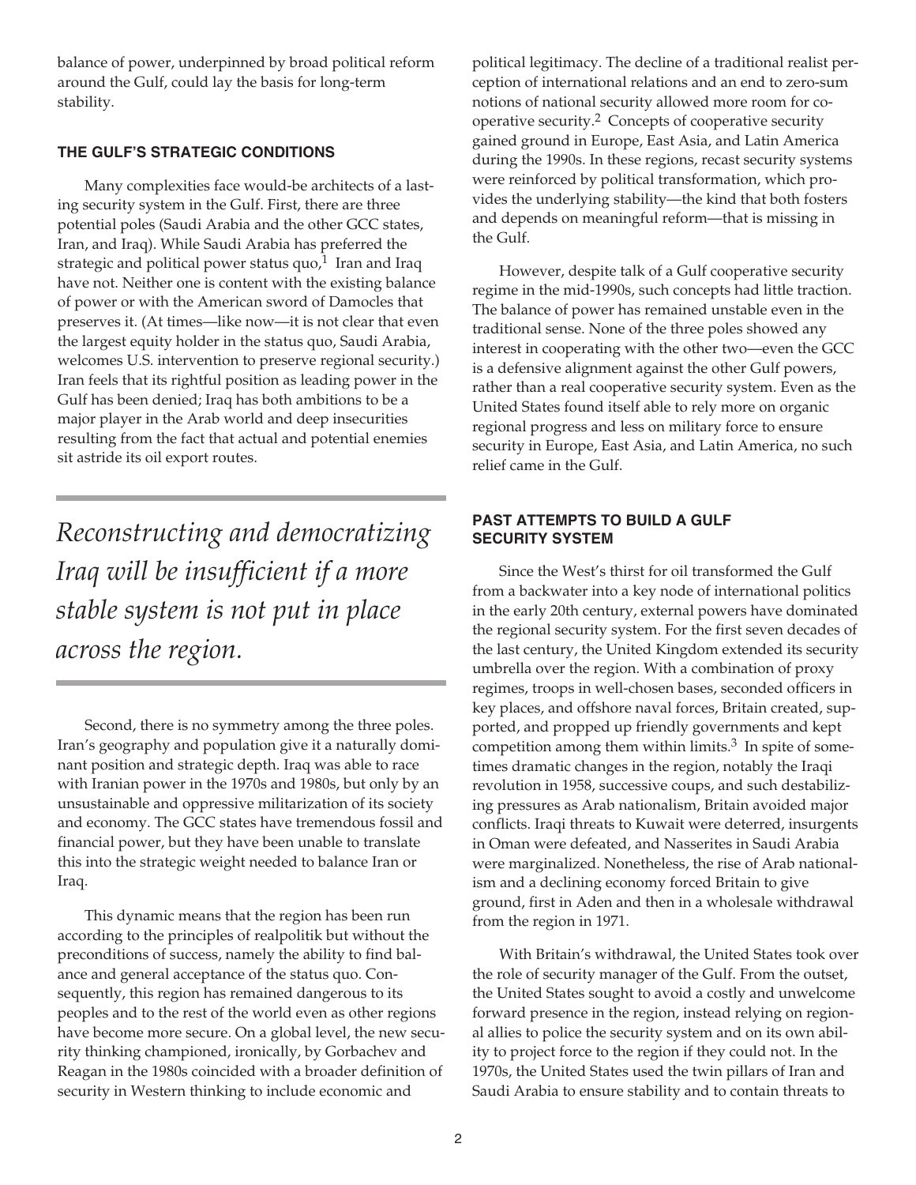balance of power, underpinned by broad political reform around the Gulf, could lay the basis for long-term stability.

### THE GULF'S STRATEGIC CONDITIONS

Many complexities face would-be architects of a lasting security system in the Gulf. First, there are three potential poles (Saudi Arabia and the other GCC states, Iran, and Iraq). While Saudi Arabia has preferred the strategic and political power status quo,[1] Iran and Iraq have not. Neither one is content with the existing balance of power or with the American sword of Damocles that preserves it. (At times—like now—it is not clear that even the largest equity holder in the status quo, Saudi Arabia, welcomes U.S. intervention to preserve regional security.) Iran feels that its rightful position as leading power in the Gulf has been denied; Iraq has both ambitions to be a major player in the Arab world and deep insecurities resulting from the fact that actual and potential enemies sit astride its oil export routes.

*Reconstructing and democratizing Iraq will be insufficient if a more stable system is not put in place across the region.*

Second, there is no symmetry among the three poles. Iran's geography and population give it a naturally dominant position and strategic depth. Iraq was able to race with Iranian power in the 1970s and 1980s, but only by an unsustainable and oppressive militarization of its society and economy. The GCC states have tremendous fossil and financial power, but they have been unable to translate this into the strategic weight needed to balance Iran or Iraq.

This dynamic means that the region has been run according to the principles of realpolitik but without the preconditions of success, namely the ability to find balance and general acceptance of the status quo. Consequently, this region has remained dangerous to its peoples and to the rest of the world even as other regions have become more secure. On a global level, the new security thinking championed, ironically, by Gorbachev and Reagan in the 1980s coincided with a broader definition of security in Western thinking to include economic and political legitimacy. The decline of a traditional realist perception of international relations and an end to zero-sum notions of national security allowed more room for cooperative security.[2] Concepts of cooperative security gained ground in Europe, East Asia, and Latin America during the 1990s. In these regions, recast security systems were reinforced by political transformation, which provides the underlying stability—the kind that both fosters and depends on meaningful reform—that is missing in the Gulf.

However, despite talk of a Gulf cooperative security regime in the mid-1990s, such concepts had little traction. The balance of power has remained unstable even in the traditional sense. None of the three poles showed any interest in cooperating with the other two—even the GCC is a defensive alignment against the other Gulf powers, rather than a real cooperative security system. Even as the United States found itself able to rely more on organic regional progress and less on military force to ensure security in Europe, East Asia, and Latin America, no such relief came in the Gulf.

### PAST ATTEMPTS TO BUILD A GULF SECURITY SYSTEM

Since the West's thirst for oil transformed the Gulf from a backwater into a key node of international politics in the early 20th century, external powers have dominated the regional security system. For the first seven decades of the last century, the United Kingdom extended its security umbrella over the region. With a combination of proxy regimes, troops in well-chosen bases, seconded officers in key places, and offshore naval forces, Britain created, supported, and propped up friendly governments and kept competition among them within limits.[3] In spite of sometimes dramatic changes in the region, notably the Iraqi revolution in 1958, successive coups, and such destabilizing pressures as Arab nationalism, Britain avoided major conflicts. Iraqi threats to Kuwait were deterred, insurgents in Oman were defeated, and Nasserites in Saudi Arabia were marginalized. Nonetheless, the rise of Arab nationalism and a declining economy forced Britain to give ground, first in Aden and then in a wholesale withdrawal from the region in 1971.

With Britain's withdrawal, the United States took over the role of security manager of the Gulf. From the outset, the United States sought to avoid a costly and unwelcome forward presence in the region, instead relying on regional allies to police the security system and on its own ability to project force to the region if they could not. In the 1970s, the United States used the twin pillars of Iran and Saudi Arabia to ensure stability and to contain threats to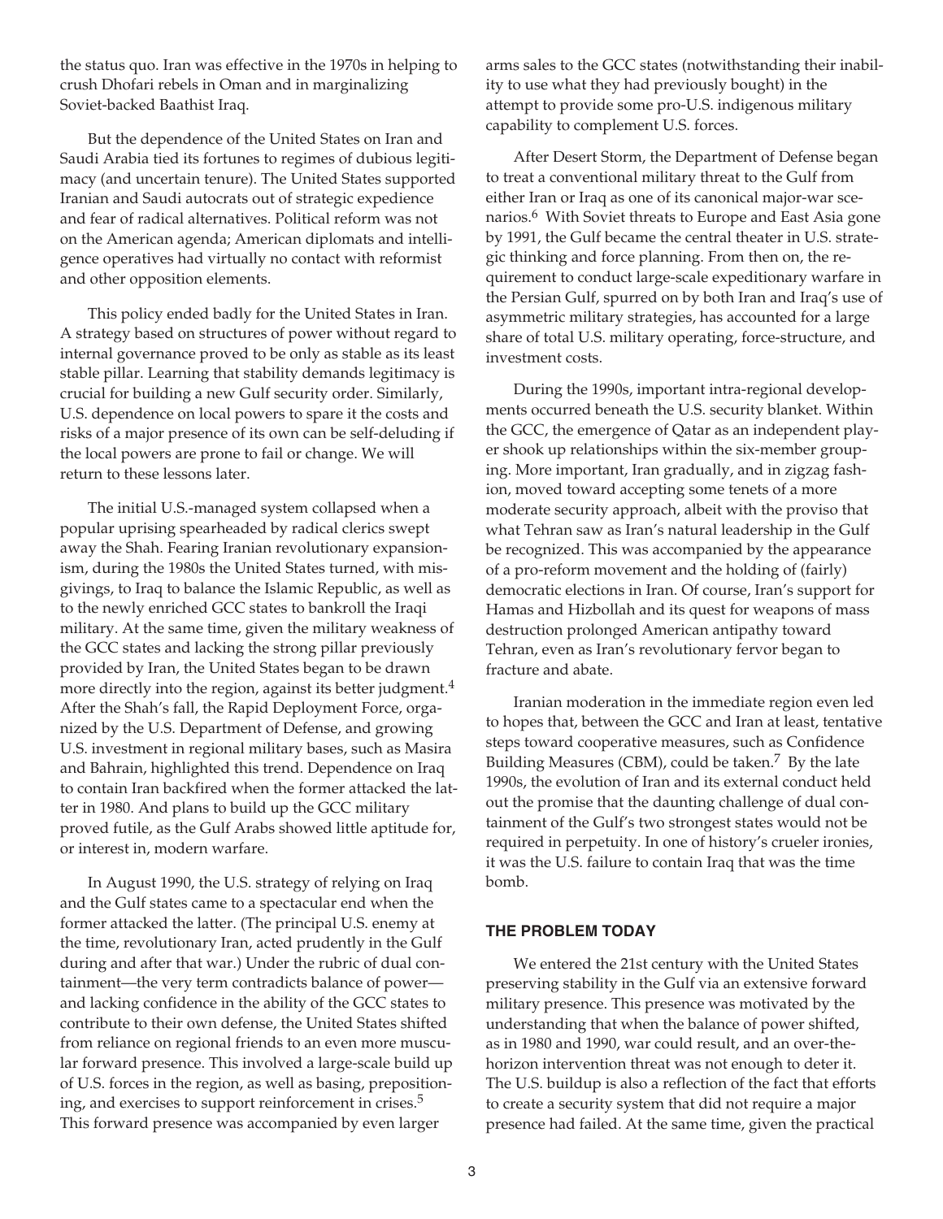the status quo. Iran was effective in the 1970s in helping to crush Dhofari rebels in Oman and in marginalizing Soviet-backed Baathist Iraq.

But the dependence of the United States on Iran and Saudi Arabia tied its fortunes to regimes of dubious legitimacy (and uncertain tenure). The United States supported Iranian and Saudi autocrats out of strategic expedience and fear of radical alternatives. Political reform was not on the American agenda; American diplomats and intelligence operatives had virtually no contact with reformist and other opposition elements.

This policy ended badly for the United States in Iran. A strategy based on structures of power without regard to internal governance proved to be only as stable as its least stable pillar. Learning that stability demands legitimacy is crucial for building a new Gulf security order. Similarly, U.S. dependence on local powers to spare it the costs and risks of a major presence of its own can be self-deluding if the local powers are prone to fail or change. We will return to these lessons later.

The initial U.S.-managed system collapsed when a popular uprising spearheaded by radical clerics swept away the Shah. Fearing Iranian revolutionary expansionism, during the 1980s the United States turned, with misgivings, to Iraq to balance the Islamic Republic, as well as to the newly enriched GCC states to bankroll the Iraqi military. At the same time, given the military weakness of the GCC states and lacking the strong pillar previously provided by Iran, the United States began to be drawn more directly into the region, against its better judgment.[4] After the Shah's fall, the Rapid Deployment Force, organized by the U.S. Department of Defense, and growing U.S. investment in regional military bases, such as Masira and Bahrain, highlighted this trend. Dependence on Iraq to contain Iran backfired when the former attacked the latter in 1980. And plans to build up the GCC military proved futile, as the Gulf Arabs showed little aptitude for, or interest in, modern warfare.

In August 1990, the U.S. strategy of relying on Iraq and the Gulf states came to a spectacular end when the former attacked the latter. (The principal U.S. enemy at the time, revolutionary Iran, acted prudently in the Gulf during and after that war.) Under the rubric of dual containment—the very term contradicts balance of power—and lacking confidence in the ability of the GCC states to contribute to their own defense, the United States shifted from reliance on regional friends to an even more muscular forward presence. This involved a large-scale build up of U.S. forces in the region, as well as basing, prepositioning, and exercises to support reinforcement in crises.[5] This forward presence was accompanied by even larger arms sales to the GCC states (notwithstanding their inability to use what they had previously bought) in the attempt to provide some pro-U.S. indigenous military capability to complement U.S. forces.

After Desert Storm, the Department of Defense began to treat a conventional military threat to the Gulf from either Iran or Iraq as one of its canonical major-war scenarios.[6] With Soviet threats to Europe and East Asia gone by 1991, the Gulf became the central theater in U.S. strategic thinking and force planning. From then on, the requirement to conduct large-scale expeditionary warfare in the Persian Gulf, spurred on by both Iran and Iraq's use of asymmetric military strategies, has accounted for a large share of total U.S. military operating, force-structure, and investment costs.

During the 1990s, important intra-regional developments occurred beneath the U.S. security blanket. Within the GCC, the emergence of Qatar as an independent player shook up relationships within the six-member grouping. More important, Iran gradually, and in zigzag fashion, moved toward accepting some tenets of a more moderate security approach, albeit with the proviso that what Tehran saw as Iran's natural leadership in the Gulf be recognized. This was accompanied by the appearance of a pro-reform movement and the holding of (fairly) democratic elections in Iran. Of course, Iran's support for Hamas and Hizbollah and its quest for weapons of mass destruction prolonged American antipathy toward Tehran, even as Iran's revolutionary fervor began to fracture and abate.

Iranian moderation in the immediate region even led to hopes that, between the GCC and Iran at least, tentative steps toward cooperative measures, such as Confidence Building Measures (CBM), could be taken.[7] By the late 1990s, the evolution of Iran and its external conduct held out the promise that the daunting challenge of dual containment of the Gulf's two strongest states would not be required in perpetuity. In one of history's crueler ironies, it was the U.S. failure to contain Iraq that was the time bomb.

### THE PROBLEM TODAY

We entered the 21st century with the United States preserving stability in the Gulf via an extensive forward military presence. This presence was motivated by the understanding that when the balance of power shifted, as in 1980 and 1990, war could result, and an over-the-horizon intervention threat was not enough to deter it. The U.S. buildup is also a reflection of the fact that efforts to create a security system that did not require a major presence had failed. At the same time, given the practical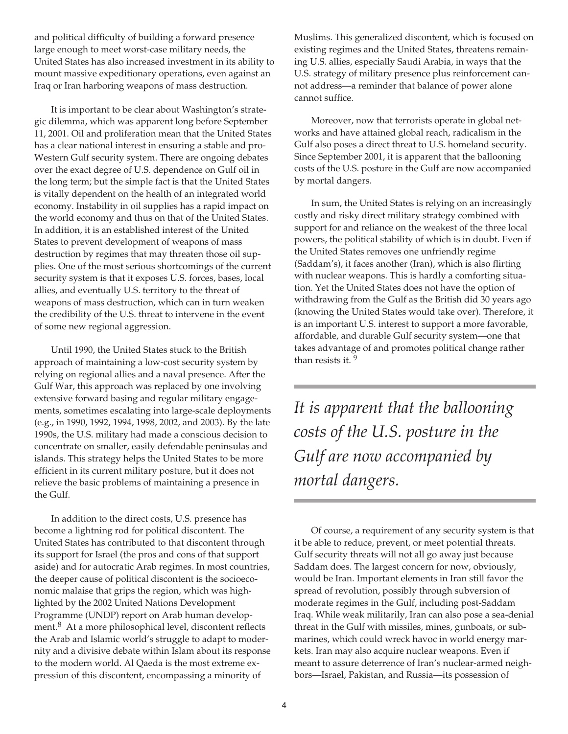and political difficulty of building a forward presence large enough to meet worst-case military needs, the United States has also increased investment in its ability to mount massive expeditionary operations, even against an Iraq or Iran harboring weapons of mass destruction.

It is important to be clear about Washington's strategic dilemma, which was apparent long before September 11, 2001. Oil and proliferation mean that the United States has a clear national interest in ensuring a stable and pro-Western Gulf security system. There are ongoing debates over the exact degree of U.S. dependence on Gulf oil in the long term; but the simple fact is that the United States is vitally dependent on the health of an integrated world economy. Instability in oil supplies has a rapid impact on the world economy and thus on that of the United States. In addition, it is an established interest of the United States to prevent development of weapons of mass destruction by regimes that may threaten those oil supplies. One of the most serious shortcomings of the current security system is that it exposes U.S. forces, bases, local allies, and eventually U.S. territory to the threat of weapons of mass destruction, which can in turn weaken the credibility of the U.S. threat to intervene in the event of some new regional aggression.

Until 1990, the United States stuck to the British approach of maintaining a low-cost security system by relying on regional allies and a naval presence. After the Gulf War, this approach was replaced by one involving extensive forward basing and regular military engagements, sometimes escalating into large-scale deployments (e.g., in 1990, 1992, 1994, 1998, 2002, and 2003). By the late 1990s, the U.S. military had made a conscious decision to concentrate on smaller, easily defendable peninsulas and islands. This strategy helps the United States to be more efficient in its current military posture, but it does not relieve the basic problems of maintaining a presence in the Gulf.

In addition to the direct costs, U.S. presence has become a lightning rod for political discontent. The United States has contributed to that discontent through its support for Israel (the pros and cons of that support aside) and for autocratic Arab regimes. In most countries, the deeper cause of political discontent is the socioeconomic malaise that grips the region, which was highlighted by the 2002 United Nations Development Programme (UNDP) report on Arab human development.[8] At a more philosophical level, discontent reflects the Arab and Islamic world's struggle to adapt to modernity and a divisive debate within Islam about its response to the modern world. Al Qaeda is the most extreme expression of this discontent, encompassing a minority of Muslims. This generalized discontent, which is focused on existing regimes and the United States, threatens remaining U.S. allies, especially Saudi Arabia, in ways that the U.S. strategy of military presence plus reinforcement cannot address—a reminder that balance of power alone cannot suffice.

Moreover, now that terrorists operate in global networks and have attained global reach, radicalism in the Gulf also poses a direct threat to U.S. homeland security. Since September 2001, it is apparent that the ballooning costs of the U.S. posture in the Gulf are now accompanied by mortal dangers.

In sum, the United States is relying on an increasingly costly and risky direct military strategy combined with support for and reliance on the weakest of the three local powers, the political stability of which is in doubt. Even if the United States removes one unfriendly regime (Saddam's), it faces another (Iran), which is also flirting with nuclear weapons. This is hardly a comforting situation. Yet the United States does not have the option of withdrawing from the Gulf as the British did 30 years ago (knowing the United States would take over). Therefore, it is an important U.S. interest to support a more favorable, affordable, and durable Gulf security system—one that takes advantage of and promotes political change rather than resists it.[9]

> *It is apparent that the ballooning costs of the U.S. posture in the Gulf are now accompanied by mortal dangers.*

Of course, a requirement of any security system is that it be able to reduce, prevent, or meet potential threats. Gulf security threats will not all go away just because Saddam does. The largest concern for now, obviously, would be Iran. Important elements in Iran still favor the spread of revolution, possibly through subversion of moderate regimes in the Gulf, including post-Saddam Iraq. While weak militarily, Iran can also pose a sea-denial threat in the Gulf with missiles, mines, gunboats, or submarines, which could wreck havoc in world energy markets. Iran may also acquire nuclear weapons. Even if meant to assure deterrence of Iran's nuclear-armed neighbors—Israel, Pakistan, and Russia—its possession of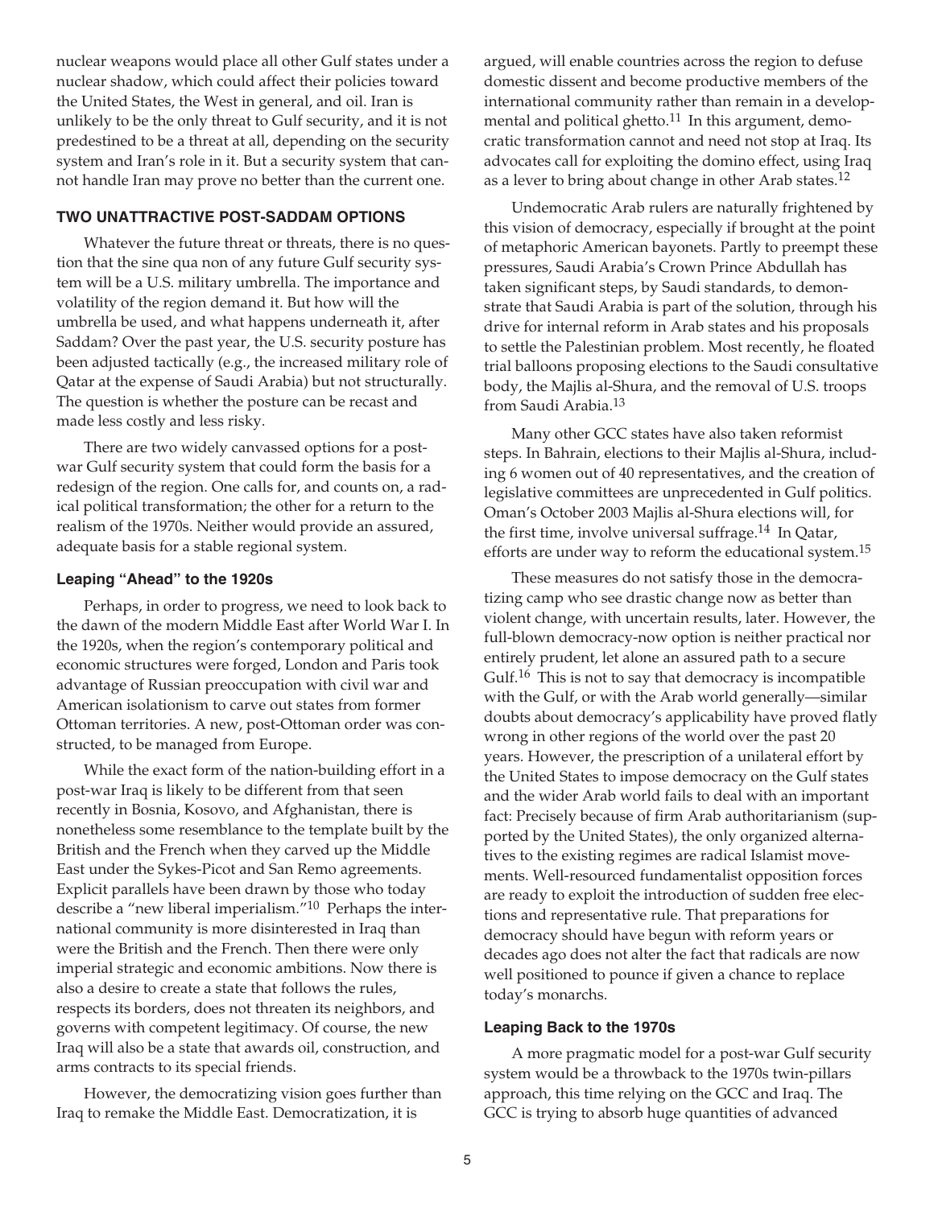nuclear weapons would place all other Gulf states under a nuclear shadow, which could affect their policies toward the United States, the West in general, and oil. Iran is unlikely to be the only threat to Gulf security, and it is not predestined to be a threat at all, depending on the security system and Iran's role in it. But a security system that cannot handle Iran may prove no better than the current one.

## TWO UNATTRACTIVE POST-SADDAM OPTIONS

Whatever the future threat or threats, there is no question that the sine qua non of any future Gulf security system will be a U.S. military umbrella. The importance and volatility of the region demand it. But how will the umbrella be used, and what happens underneath it, after Saddam? Over the past year, the U.S. security posture has been adjusted tactically (e.g., the increased military role of Qatar at the expense of Saudi Arabia) but not structurally. The question is whether the posture can be recast and made less costly and less risky.

There are two widely canvassed options for a post-war Gulf security system that could form the basis for a redesign of the region. One calls for, and counts on, a radical political transformation; the other for a return to the realism of the 1970s. Neither would provide an assured, adequate basis for a stable regional system.

### Leaping "Ahead" to the 1920s

Perhaps, in order to progress, we need to look back to the dawn of the modern Middle East after World War I. In the 1920s, when the region's contemporary political and economic structures were forged, London and Paris took advantage of Russian preoccupation with civil war and American isolationism to carve out states from former Ottoman territories. A new, post-Ottoman order was constructed, to be managed from Europe.

While the exact form of the nation-building effort in a post-war Iraq is likely to be different from that seen recently in Bosnia, Kosovo, and Afghanistan, there is nonetheless some resemblance to the template built by the British and the French when they carved up the Middle East under the Sykes-Picot and San Remo agreements. Explicit parallels have been drawn by those who today describe a "new liberal imperialism."[10] Perhaps the international community is more disinterested in Iraq than were the British and the French. Then there were only imperial strategic and economic ambitions. Now there is also a desire to create a state that follows the rules, respects its borders, does not threaten its neighbors, and governs with competent legitimacy. Of course, the new Iraq will also be a state that awards oil, construction, and arms contracts to its special friends.

However, the democratizing vision goes further than Iraq to remake the Middle East. Democratization, it is argued, will enable countries across the region to defuse domestic dissent and become productive members of the international community rather than remain in a developmental and political ghetto.[11] In this argument, democratic transformation cannot and need not stop at Iraq. Its advocates call for exploiting the domino effect, using Iraq as a lever to bring about change in other Arab states.[12]

Undemocratic Arab rulers are naturally frightened by this vision of democracy, especially if brought at the point of metaphoric American bayonets. Partly to preempt these pressures, Saudi Arabia's Crown Prince Abdullah has taken significant steps, by Saudi standards, to demonstrate that Saudi Arabia is part of the solution, through his drive for internal reform in Arab states and his proposals to settle the Palestinian problem. Most recently, he floated trial balloons proposing elections to the Saudi consultative body, the Majlis al-Shura, and the removal of U.S. troops from Saudi Arabia.[13]

Many other GCC states have also taken reformist steps. In Bahrain, elections to their Majlis al-Shura, including 6 women out of 40 representatives, and the creation of legislative committees are unprecedented in Gulf politics. Oman's October 2003 Majlis al-Shura elections will, for the first time, involve universal suffrage.[14] In Qatar, efforts are under way to reform the educational system.[15]

These measures do not satisfy those in the democratizing camp who see drastic change now as better than violent change, with uncertain results, later. However, the full-blown democracy-now option is neither practical nor entirely prudent, let alone an assured path to a secure Gulf.[16] This is not to say that democracy is incompatible with the Gulf, or with the Arab world generally—similar doubts about democracy's applicability have proved flatly wrong in other regions of the world over the past 20 years. However, the prescription of a unilateral effort by the United States to impose democracy on the Gulf states and the wider Arab world fails to deal with an important fact: Precisely because of firm Arab authoritarianism (supported by the United States), the only organized alternatives to the existing regimes are radical Islamist movements. Well-resourced fundamentalist opposition forces are ready to exploit the introduction of sudden free elections and representative rule. That preparations for democracy should have begun with reform years or decades ago does not alter the fact that radicals are now well positioned to pounce if given a chance to replace today's monarchs.

### Leaping Back to the 1970s

A more pragmatic model for a post-war Gulf security system would be a throwback to the 1970s twin-pillars approach, this time relying on the GCC and Iraq. The GCC is trying to absorb huge quantities of advanced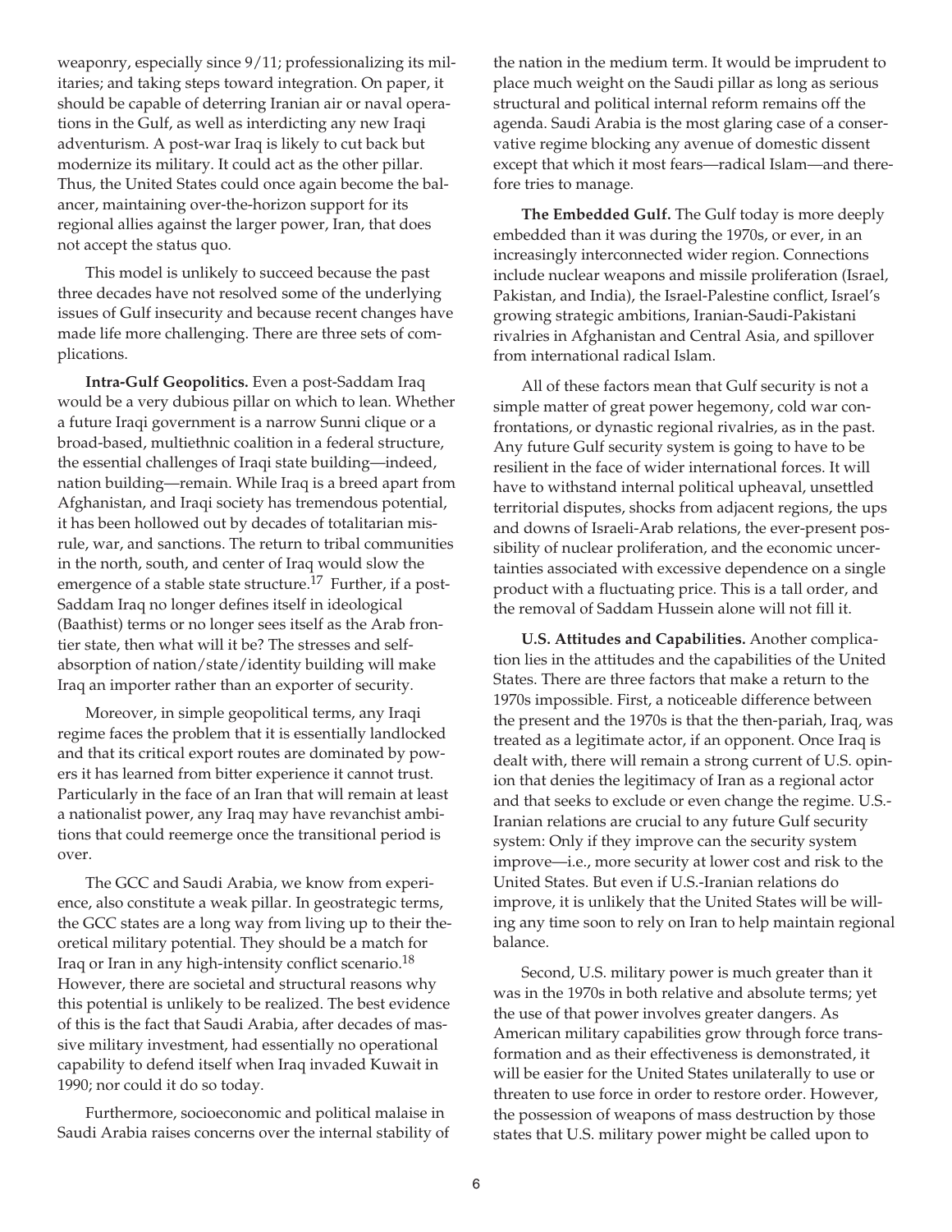weaponry, especially since 9/11; professionalizing its militaries; and taking steps toward integration. On paper, it should be capable of deterring Iranian air or naval operations in the Gulf, as well as interdicting any new Iraqi adventurism. A post-war Iraq is likely to cut back but modernize its military. It could act as the other pillar. Thus, the United States could once again become the balancer, maintaining over-the-horizon support for its regional allies against the larger power, Iran, that does not accept the status quo.

This model is unlikely to succeed because the past three decades have not resolved some of the underlying issues of Gulf insecurity and because recent changes have made life more challenging. There are three sets of complications.

**Intra-Gulf Geopolitics.** Even a post-Saddam Iraq would be a very dubious pillar on which to lean. Whether a future Iraqi government is a narrow Sunni clique or a broad-based, multiethnic coalition in a federal structure, the essential challenges of Iraqi state building—indeed, nation building—remain. While Iraq is a breed apart from Afghanistan, and Iraqi society has tremendous potential, it has been hollowed out by decades of totalitarian misrule, war, and sanctions. The return to tribal communities in the north, south, and center of Iraq would slow the emergence of a stable state structure.[17] Further, if a post-Saddam Iraq no longer defines itself in ideological (Baathist) terms or no longer sees itself as the Arab frontier state, then what will it be? The stresses and self-absorption of nation/state/identity building will make Iraq an importer rather than an exporter of security.

Moreover, in simple geopolitical terms, any Iraqi regime faces the problem that it is essentially landlocked and that its critical export routes are dominated by powers it has learned from bitter experience it cannot trust. Particularly in the face of an Iran that will remain at least a nationalist power, any Iraq may have revanchist ambitions that could reemerge once the transitional period is over.

The GCC and Saudi Arabia, we know from experience, also constitute a weak pillar. In geostrategic terms, the GCC states are a long way from living up to their theoretical military potential. They should be a match for Iraq or Iran in any high-intensity conflict scenario.[18] However, there are societal and structural reasons why this potential is unlikely to be realized. The best evidence of this is the fact that Saudi Arabia, after decades of massive military investment, had essentially no operational capability to defend itself when Iraq invaded Kuwait in 1990; nor could it do so today.

Furthermore, socioeconomic and political malaise in Saudi Arabia raises concerns over the internal stability of the nation in the medium term. It would be imprudent to place much weight on the Saudi pillar as long as serious structural and political internal reform remains off the agenda. Saudi Arabia is the most glaring case of a conservative regime blocking any avenue of domestic dissent except that which it most fears—radical Islam—and therefore tries to manage.

**The Embedded Gulf.** The Gulf today is more deeply embedded than it was during the 1970s, or ever, in an increasingly interconnected wider region. Connections include nuclear weapons and missile proliferation (Israel, Pakistan, and India), the Israel-Palestine conflict, Israel's growing strategic ambitions, Iranian-Saudi-Pakistani rivalries in Afghanistan and Central Asia, and spillover from international radical Islam.

All of these factors mean that Gulf security is not a simple matter of great power hegemony, cold war confrontations, or dynastic regional rivalries, as in the past. Any future Gulf security system is going to have to be resilient in the face of wider international forces. It will have to withstand internal political upheaval, unsettled territorial disputes, shocks from adjacent regions, the ups and downs of Israeli-Arab relations, the ever-present possibility of nuclear proliferation, and the economic uncertainties associated with excessive dependence on a single product with a fluctuating price. This is a tall order, and the removal of Saddam Hussein alone will not fill it.

**U.S. Attitudes and Capabilities.** Another complication lies in the attitudes and the capabilities of the United States. There are three factors that make a return to the 1970s impossible. First, a noticeable difference between the present and the 1970s is that the then-pariah, Iraq, was treated as a legitimate actor, if an opponent. Once Iraq is dealt with, there will remain a strong current of U.S. opinion that denies the legitimacy of Iran as a regional actor and that seeks to exclude or even change the regime. U.S.-Iranian relations are crucial to any future Gulf security system: Only if they improve can the security system improve—i.e., more security at lower cost and risk to the United States. But even if U.S.-Iranian relations do improve, it is unlikely that the United States will be willing any time soon to rely on Iran to help maintain regional balance.

Second, U.S. military power is much greater than it was in the 1970s in both relative and absolute terms; yet the use of that power involves greater dangers. As American military capabilities grow through force transformation and as their effectiveness is demonstrated, it will be easier for the United States unilaterally to use or threaten to use force in order to restore order. However, the possession of weapons of mass destruction by those states that U.S. military power might be called upon to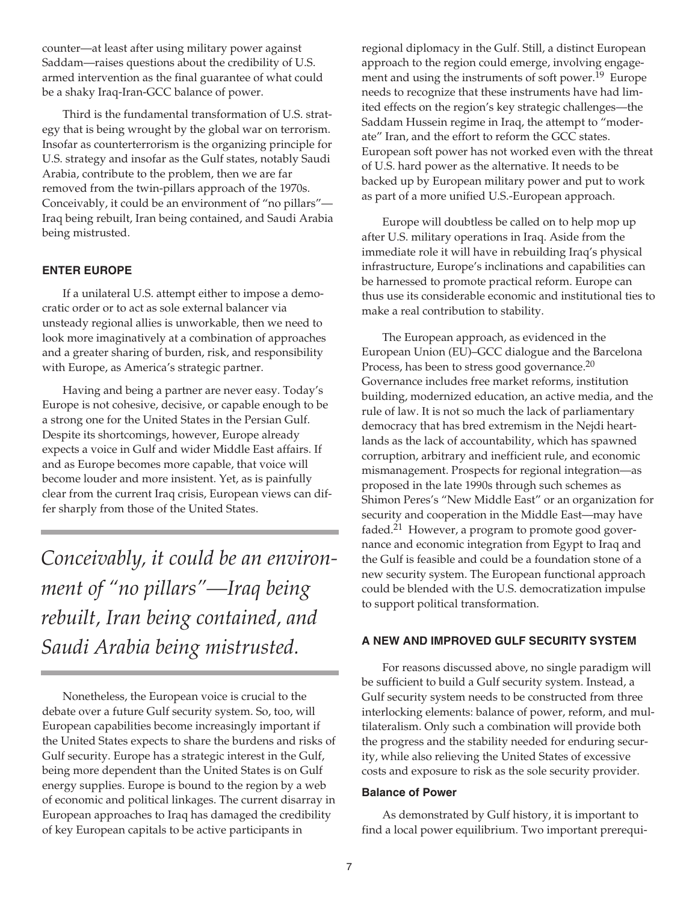counter—at least after using military power against Saddam—raises questions about the credibility of U.S. armed intervention as the final guarantee of what could be a shaky Iraq-Iran-GCC balance of power.

Third is the fundamental transformation of U.S. strategy that is being wrought by the global war on terrorism. Insofar as counterterrorism is the organizing principle for U.S. strategy and insofar as the Gulf states, notably Saudi Arabia, contribute to the problem, then we are far removed from the twin-pillars approach of the 1970s. Conceivably, it could be an environment of "no pillars"—Iraq being rebuilt, Iran being contained, and Saudi Arabia being mistrusted.

### ENTER EUROPE

If a unilateral U.S. attempt either to impose a democratic order or to act as sole external balancer via unsteady regional allies is unworkable, then we need to look more imaginatively at a combination of approaches and a greater sharing of burden, risk, and responsibility with Europe, as America's strategic partner.

Having and being a partner are never easy. Today's Europe is not cohesive, decisive, or capable enough to be a strong one for the United States in the Persian Gulf. Despite its shortcomings, however, Europe already expects a voice in Gulf and wider Middle East affairs. If and as Europe becomes more capable, that voice will become louder and more insistent. Yet, as is painfully clear from the current Iraq crisis, European views can differ sharply from those of the United States.

*Conceivably, it could be an environment of "no pillars"—Iraq being rebuilt, Iran being contained, and Saudi Arabia being mistrusted.*

Nonetheless, the European voice is crucial to the debate over a future Gulf security system. So, too, will European capabilities become increasingly important if the United States expects to share the burdens and risks of Gulf security. Europe has a strategic interest in the Gulf, being more dependent than the United States is on Gulf energy supplies. Europe is bound to the region by a web of economic and political linkages. The current disarray in European approaches to Iraq has damaged the credibility of key European capitals to be active participants in regional diplomacy in the Gulf. Still, a distinct European approach to the region could emerge, involving engagement and using the instruments of soft power.[19] Europe needs to recognize that these instruments have had limited effects on the region's key strategic challenges—the Saddam Hussein regime in Iraq, the attempt to "moderate" Iran, and the effort to reform the GCC states. European soft power has not worked even with the threat of U.S. hard power as the alternative. It needs to be backed up by European military power and put to work as part of a more unified U.S.-European approach.

Europe will doubtless be called on to help mop up after U.S. military operations in Iraq. Aside from the immediate role it will have in rebuilding Iraq's physical infrastructure, Europe's inclinations and capabilities can be harnessed to promote practical reform. Europe can thus use its considerable economic and institutional ties to make a real contribution to stability.

The European approach, as evidenced in the European Union (EU)–GCC dialogue and the Barcelona Process, has been to stress good governance.[20] Governance includes free market reforms, institution building, modernized education, an active media, and the rule of law. It is not so much the lack of parliamentary democracy that has bred extremism in the Nejdi heartlands as the lack of accountability, which has spawned corruption, arbitrary and inefficient rule, and economic mismanagement. Prospects for regional integration—as proposed in the late 1990s through such schemes as Shimon Peres's "New Middle East" or an organization for security and cooperation in the Middle East—may have faded.[21] However, a program to promote good governance and economic integration from Egypt to Iraq and the Gulf is feasible and could be a foundation stone of a new security system. The European functional approach could be blended with the U.S. democratization impulse to support political transformation.

### A NEW AND IMPROVED GULF SECURITY SYSTEM

For reasons discussed above, no single paradigm will be sufficient to build a Gulf security system. Instead, a Gulf security system needs to be constructed from three interlocking elements: balance of power, reform, and multilateralism. Only such a combination will provide both the progress and the stability needed for enduring security, while also relieving the United States of excessive costs and exposure to risk as the sole security provider.

#### Balance of Power

As demonstrated by Gulf history, it is important to find a local power equilibrium. Two important prerequi-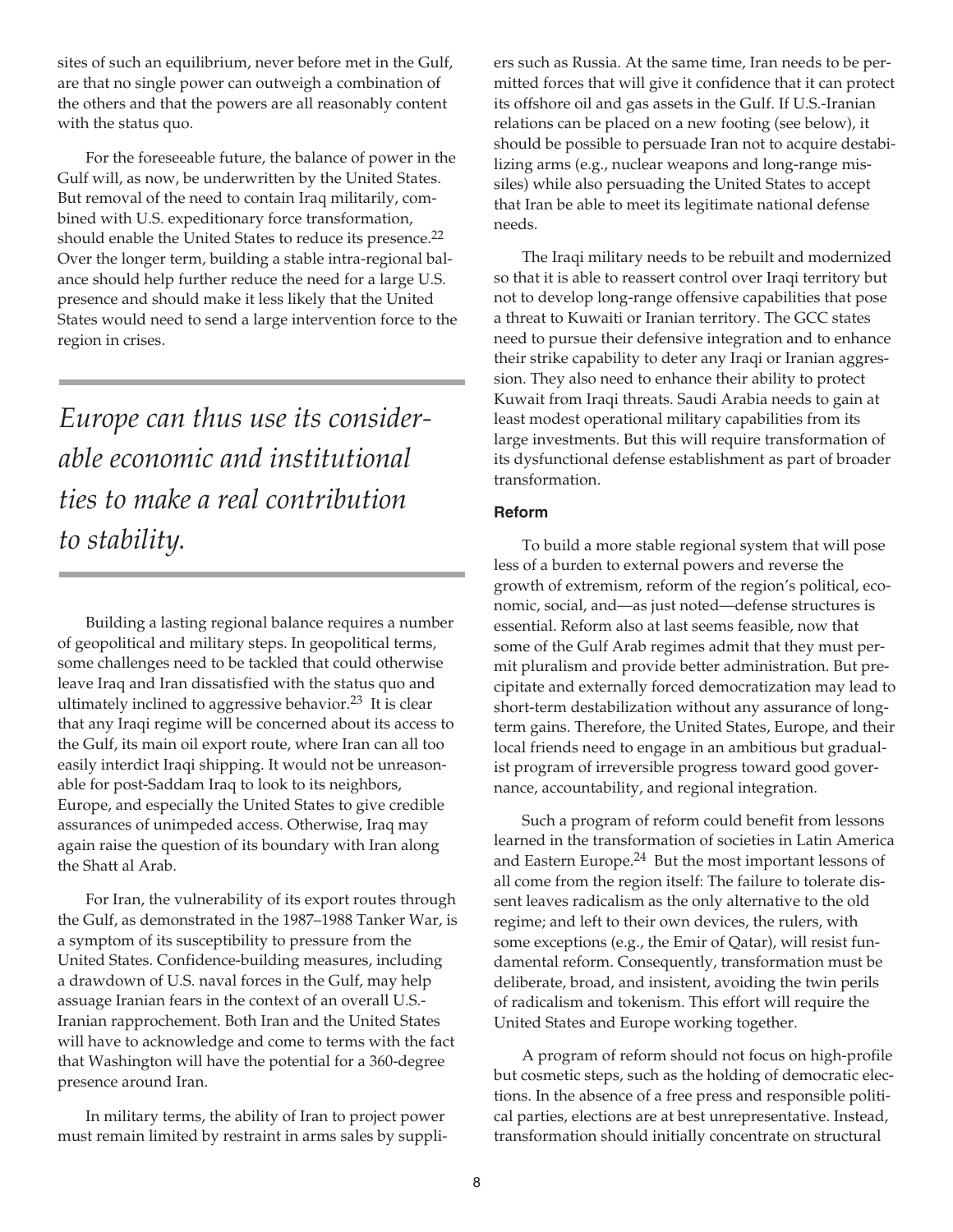sites of such an equilibrium, never before met in the Gulf, are that no single power can outweigh a combination of the others and that the powers are all reasonably content with the status quo.

For the foreseeable future, the balance of power in the Gulf will, as now, be underwritten by the United States. But removal of the need to contain Iraq militarily, combined with U.S. expeditionary force transformation, should enable the United States to reduce its presence.[22] Over the longer term, building a stable intra-regional balance should help further reduce the need for a large U.S. presence and should make it less likely that the United States would need to send a large intervention force to the region in crises.

*Europe can thus use its considerable economic and institutional ties to make a real contribution to stability.*

Building a lasting regional balance requires a number of geopolitical and military steps. In geopolitical terms, some challenges need to be tackled that could otherwise leave Iraq and Iran dissatisfied with the status quo and ultimately inclined to aggressive behavior.[23] It is clear that any Iraqi regime will be concerned about its access to the Gulf, its main oil export route, where Iran can all too easily interdict Iraqi shipping. It would not be unreasonable for post-Saddam Iraq to look to its neighbors, Europe, and especially the United States to give credible assurances of unimpeded access. Otherwise, Iraq may again raise the question of its boundary with Iran along the Shatt al Arab.

For Iran, the vulnerability of its export routes through the Gulf, as demonstrated in the 1987–1988 Tanker War, is a symptom of its susceptibility to pressure from the United States. Confidence-building measures, including a drawdown of U.S. naval forces in the Gulf, may help assuage Iranian fears in the context of an overall U.S.-Iranian rapprochement. Both Iran and the United States will have to acknowledge and come to terms with the fact that Washington will have the potential for a 360-degree presence around Iran.

In military terms, the ability of Iran to project power must remain limited by restraint in arms sales by suppliers such as Russia. At the same time, Iran needs to be permitted forces that will give it confidence that it can protect its offshore oil and gas assets in the Gulf. If U.S.-Iranian relations can be placed on a new footing (see below), it should be possible to persuade Iran not to acquire destabilizing arms (e.g., nuclear weapons and long-range missiles) while also persuading the United States to accept that Iran be able to meet its legitimate national defense needs.

The Iraqi military needs to be rebuilt and modernized so that it is able to reassert control over Iraqi territory but not to develop long-range offensive capabilities that pose a threat to Kuwaiti or Iranian territory. The GCC states need to pursue their defensive integration and to enhance their strike capability to deter any Iraqi or Iranian aggression. They also need to enhance their ability to protect Kuwait from Iraqi threats. Saudi Arabia needs to gain at least modest operational military capabilities from its large investments. But this will require transformation of its dysfunctional defense establishment as part of broader transformation.

#### Reform

To build a more stable regional system that will pose less of a burden to external powers and reverse the growth of extremism, reform of the region's political, economic, social, and—as just noted—defense structures is essential. Reform also at last seems feasible, now that some of the Gulf Arab regimes admit that they must permit pluralism and provide better administration. But precipitate and externally forced democratization may lead to short-term destabilization without any assurance of long-term gains. Therefore, the United States, Europe, and their local friends need to engage in an ambitious but gradualist program of irreversible progress toward good governance, accountability, and regional integration.

Such a program of reform could benefit from lessons learned in the transformation of societies in Latin America and Eastern Europe.[24] But the most important lessons of all come from the region itself: The failure to tolerate dissent leaves radicalism as the only alternative to the old regime; and left to their own devices, the rulers, with some exceptions (e.g., the Emir of Qatar), will resist fundamental reform. Consequently, transformation must be deliberate, broad, and insistent, avoiding the twin perils of radicalism and tokenism. This effort will require the United States and Europe working together.

A program of reform should not focus on high-profile but cosmetic steps, such as the holding of democratic elections. In the absence of a free press and responsible political parties, elections are at best unrepresentative. Instead, transformation should initially concentrate on structural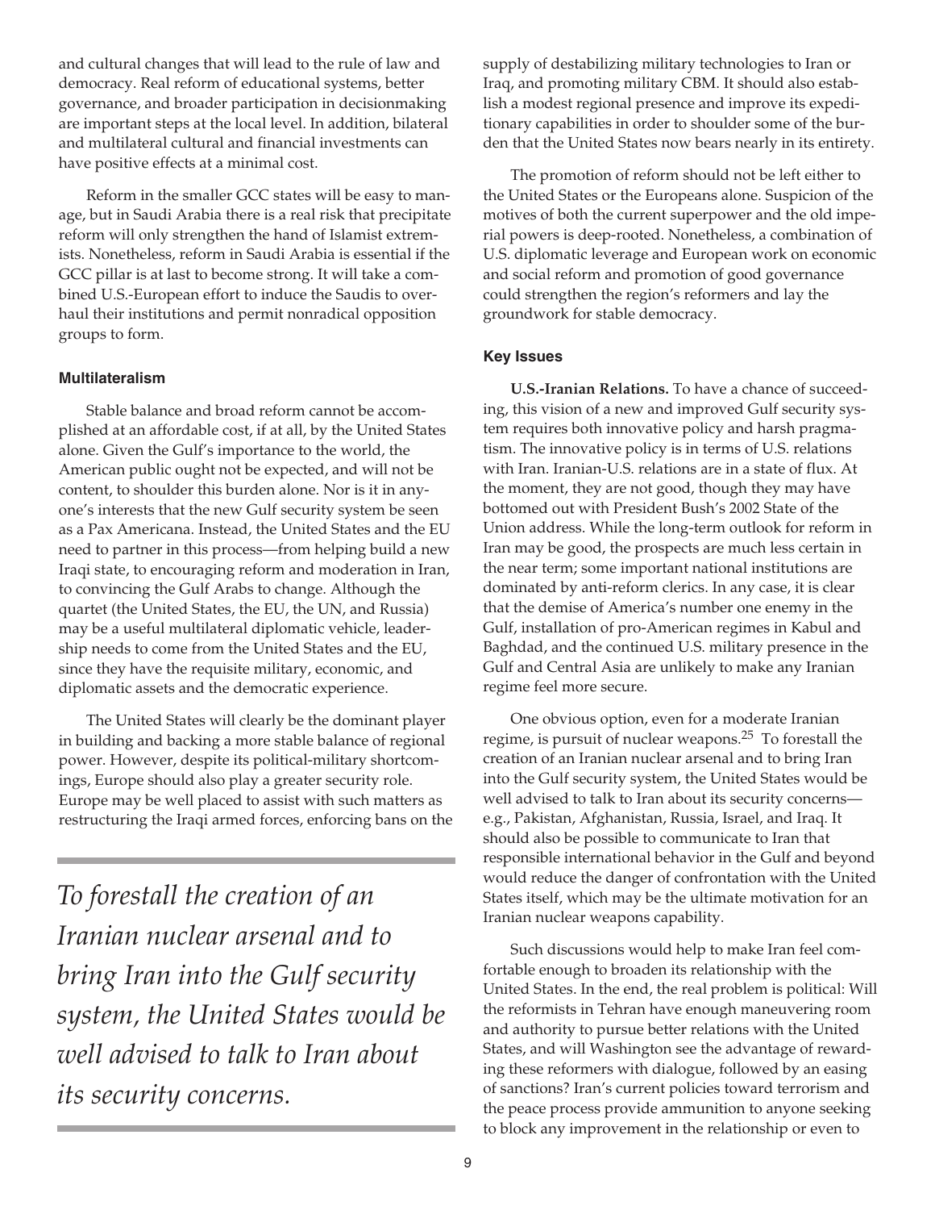and cultural changes that will lead to the rule of law and democracy. Real reform of educational systems, better governance, and broader participation in decisionmaking are important steps at the local level. In addition, bilateral and multilateral cultural and financial investments can have positive effects at a minimal cost.

Reform in the smaller GCC states will be easy to manage, but in Saudi Arabia there is a real risk that precipitate reform will only strengthen the hand of Islamist extremists. Nonetheless, reform in Saudi Arabia is essential if the GCC pillar is at last to become strong. It will take a combined U.S.-European effort to induce the Saudis to overhaul their institutions and permit nonradical opposition groups to form.

#### Multilateralism

Stable balance and broad reform cannot be accomplished at an affordable cost, if at all, by the United States alone. Given the Gulf's importance to the world, the American public ought not be expected, and will not be content, to shoulder this burden alone. Nor is it in anyone's interests that the new Gulf security system be seen as a Pax Americana. Instead, the United States and the EU need to partner in this process—from helping build a new Iraqi state, to encouraging reform and moderation in Iran, to convincing the Gulf Arabs to change. Although the quartet (the United States, the EU, the UN, and Russia) may be a useful multilateral diplomatic vehicle, leadership needs to come from the United States and the EU, since they have the requisite military, economic, and diplomatic assets and the democratic experience.

The United States will clearly be the dominant player in building and backing a more stable balance of regional power. However, despite its political-military shortcomings, Europe should also play a greater security role. Europe may be well placed to assist with such matters as restructuring the Iraqi armed forces, enforcing bans on the supply of destabilizing military technologies to Iran or Iraq, and promoting military CBM. It should also establish a modest regional presence and improve its expeditionary capabilities in order to shoulder some of the burden that the United States now bears nearly in its entirety.

The promotion of reform should not be left either to the United States or the Europeans alone. Suspicion of the motives of both the current superpower and the old imperial powers is deep-rooted. Nonetheless, a combination of U.S. diplomatic leverage and European work on economic and social reform and promotion of good governance could strengthen the region's reformers and lay the groundwork for stable democracy.

*To forestall the creation of an Iranian nuclear arsenal and to bring Iran into the Gulf security system, the United States would be well advised to talk to Iran about its security concerns.*

#### Key Issues

**U.S.-Iranian Relations.** To have a chance of succeeding, this vision of a new and improved Gulf security system requires both innovative policy and harsh pragmatism. The innovative policy is in terms of U.S. relations with Iran. Iranian-U.S. relations are in a state of flux. At the moment, they are not good, though they may have bottomed out with President Bush's 2002 State of the Union address. While the long-term outlook for reform in Iran may be good, the prospects are much less certain in the near term; some important national institutions are dominated by anti-reform clerics. In any case, it is clear that the demise of America's number one enemy in the Gulf, installation of pro-American regimes in Kabul and Baghdad, and the continued U.S. military presence in the Gulf and Central Asia are unlikely to make any Iranian regime feel more secure.

One obvious option, even for a moderate Iranian regime, is pursuit of nuclear weapons.[25] To forestall the creation of an Iranian nuclear arsenal and to bring Iran into the Gulf security system, the United States would be well advised to talk to Iran about its security concerns—e.g., Pakistan, Afghanistan, Russia, Israel, and Iraq. It should also be possible to communicate to Iran that responsible international behavior in the Gulf and beyond would reduce the danger of confrontation with the United States itself, which may be the ultimate motivation for an Iranian nuclear weapons capability.

Such discussions would help to make Iran feel comfortable enough to broaden its relationship with the United States. In the end, the real problem is political: Will the reformists in Tehran have enough maneuvering room and authority to pursue better relations with the United States, and will Washington see the advantage of rewarding these reformers with dialogue, followed by an easing of sanctions? Iran's current policies toward terrorism and the peace process provide ammunition to anyone seeking to block any improvement in the relationship or even to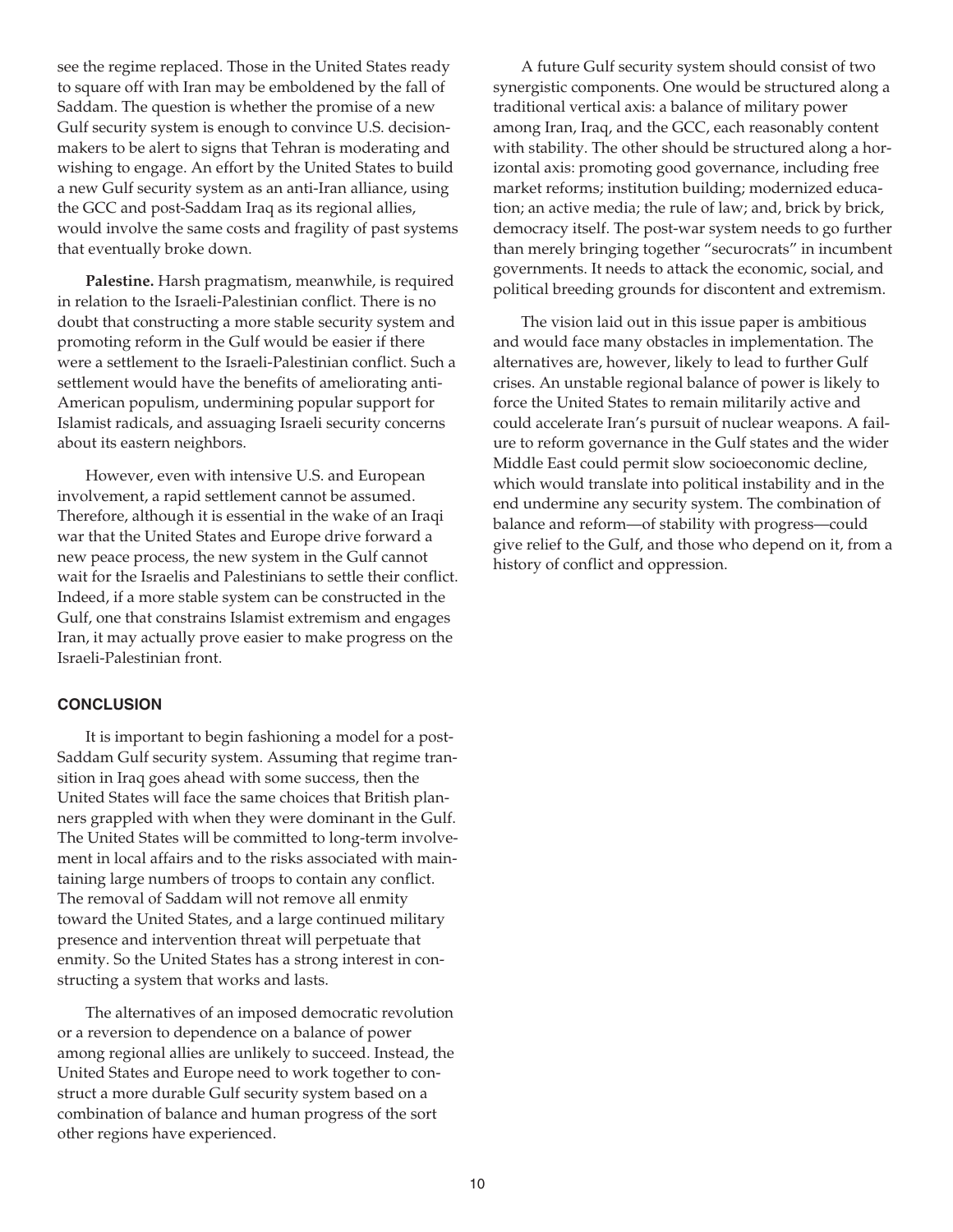see the regime replaced. Those in the United States ready to square off with Iran may be emboldened by the fall of Saddam. The question is whether the promise of a new Gulf security system is enough to convince U.S. decision-makers to be alert to signs that Tehran is moderating and wishing to engage. An effort by the United States to build a new Gulf security system as an anti-Iran alliance, using the GCC and post-Saddam Iraq as its regional allies, would involve the same costs and fragility of past systems that eventually broke down.

**Palestine.** Harsh pragmatism, meanwhile, is required in relation to the Israeli-Palestinian conflict. There is no doubt that constructing a more stable security system and promoting reform in the Gulf would be easier if there were a settlement to the Israeli-Palestinian conflict. Such a settlement would have the benefits of ameliorating anti-American populism, undermining popular support for Islamist radicals, and assuaging Israeli security concerns about its eastern neighbors.

However, even with intensive U.S. and European involvement, a rapid settlement cannot be assumed. Therefore, although it is essential in the wake of an Iraqi war that the United States and Europe drive forward a new peace process, the new system in the Gulf cannot wait for the Israelis and Palestinians to settle their conflict. Indeed, if a more stable system can be constructed in the Gulf, one that constrains Islamist extremism and engages Iran, it may actually prove easier to make progress on the Israeli-Palestinian front.

## CONCLUSION

It is important to begin fashioning a model for a post-Saddam Gulf security system. Assuming that regime transition in Iraq goes ahead with some success, then the United States will face the same choices that British planners grappled with when they were dominant in the Gulf. The United States will be committed to long-term involvement in local affairs and to the risks associated with maintaining large numbers of troops to contain any conflict. The removal of Saddam will not remove all enmity toward the United States, and a large continued military presence and intervention threat will perpetuate that enmity. So the United States has a strong interest in constructing a system that works and lasts.

The alternatives of an imposed democratic revolution or a reversion to dependence on a balance of power among regional allies are unlikely to succeed. Instead, the United States and Europe need to work together to construct a more durable Gulf security system based on a combination of balance and human progress of the sort other regions have experienced.

A future Gulf security system should consist of two synergistic components. One would be structured along a traditional vertical axis: a balance of military power among Iran, Iraq, and the GCC, each reasonably content with stability. The other should be structured along a horizontal axis: promoting good governance, including free market reforms; institution building; modernized education; an active media; the rule of law; and, brick by brick, democracy itself. The post-war system needs to go further than merely bringing together "securocrats" in incumbent governments. It needs to attack the economic, social, and political breeding grounds for discontent and extremism.

The vision laid out in this issue paper is ambitious and would face many obstacles in implementation. The alternatives are, however, likely to lead to further Gulf crises. An unstable regional balance of power is likely to force the United States to remain militarily active and could accelerate Iran's pursuit of nuclear weapons. A failure to reform governance in the Gulf states and the wider Middle East could permit slow socioeconomic decline, which would translate into political instability and in the end undermine any security system. The combination of balance and reform—of stability with progress—could give relief to the Gulf, and those who depend on it, from a history of conflict and oppression.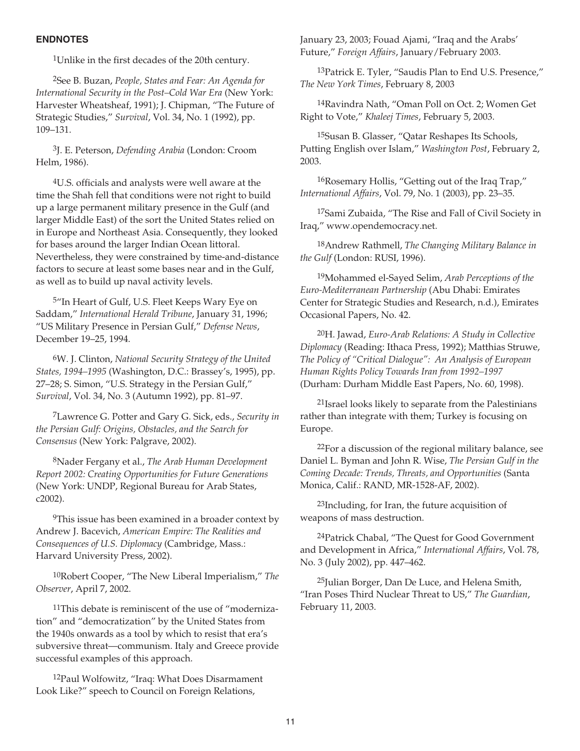## ENDNOTES

[1]Unlike in the first decades of the 20th century.

[2]See B. Buzan, *People, States and Fear: An Agenda for International Security in the Post–Cold War Era* (New York: Harvester Wheatsheaf, 1991); J. Chipman, "The Future of Strategic Studies," *Survival*, Vol. 34, No. 1 (1992), pp. 109–131.

[3]J. E. Peterson, *Defending Arabia* (London: Croom Helm, 1986).

[4]U.S. officials and analysts were well aware at the time the Shah fell that conditions were not right to build up a large permanent military presence in the Gulf (and larger Middle East) of the sort the United States relied on in Europe and Northeast Asia. Consequently, they looked for bases around the larger Indian Ocean littoral. Nevertheless, they were constrained by time-and-distance factors to secure at least some bases near and in the Gulf, as well as to build up naval activity levels.

[5]"In Heart of Gulf, U.S. Fleet Keeps Wary Eye on Saddam," *International Herald Tribune*, January 31, 1996; "US Military Presence in Persian Gulf," *Defense News*, December 19–25, 1994.

[6]W. J. Clinton, *National Security Strategy of the United States, 1994–1995* (Washington, D.C.: Brassey's, 1995), pp. 27–28; S. Simon, "U.S. Strategy in the Persian Gulf," *Survival*, Vol. 34, No. 3 (Autumn 1992), pp. 81–97.

[7]Lawrence G. Potter and Gary G. Sick, eds., *Security in the Persian Gulf: Origins, Obstacles, and the Search for Consensus* (New York: Palgrave, 2002).

[8]Nader Fergany et al., *The Arab Human Development Report 2002: Creating Opportunities for Future Generations* (New York: UNDP, Regional Bureau for Arab States, c2002).

[9]This issue has been examined in a broader context by Andrew J. Bacevich, *American Empire: The Realities and Consequences of U.S. Diplomacy* (Cambridge, Mass.: Harvard University Press, 2002).

[10]Robert Cooper, "The New Liberal Imperialism," *The Observer*, April 7, 2002.

[11]This debate is reminiscent of the use of "modernization" and "democratization" by the United States from the 1940s onwards as a tool by which to resist that era's subversive threat—communism. Italy and Greece provide successful examples of this approach.

[12]Paul Wolfowitz, "Iraq: What Does Disarmament Look Like?" speech to Council on Foreign Relations, January 23, 2003; Fouad Ajami, "Iraq and the Arabs' Future," *Foreign Affairs*, January/February 2003.

[13]Patrick E. Tyler, "Saudis Plan to End U.S. Presence," *The New York Times*, February 8, 2003

[14]Ravindra Nath, "Oman Poll on Oct. 2; Women Get Right to Vote," *Khaleej Times*, February 5, 2003.

[15]Susan B. Glasser, "Qatar Reshapes Its Schools, Putting English over Islam," *Washington Post*, February 2, 2003.

[16]Rosemary Hollis, "Getting out of the Iraq Trap," *International Affairs*, Vol. 79, No. 1 (2003), pp. 23–35.

[17]Sami Zubaida, "The Rise and Fall of Civil Society in Iraq," www.opendemocracy.net.

[18]Andrew Rathmell, *The Changing Military Balance in the Gulf* (London: RUSI, 1996).

[19]Mohammed el-Sayed Selim, *Arab Perceptions of the Euro-Mediterranean Partnership* (Abu Dhabi: Emirates Center for Strategic Studies and Research, n.d.), Emirates Occasional Papers, No. 42.

[20]H. Jawad, *Euro-Arab Relations: A Study in Collective Diplomacy* (Reading: Ithaca Press, 1992); Matthias Struwe, *The Policy of "Critical Dialogue": An Analysis of European Human Rights Policy Towards Iran from 1992–1997* (Durham: Durham Middle East Papers, No. 60, 1998).

[21]Israel looks likely to separate from the Palestinians rather than integrate with them; Turkey is focusing on Europe.

[22]For a discussion of the regional military balance, see Daniel L. Byman and John R. Wise, *The Persian Gulf in the Coming Decade: Trends, Threats, and Opportunities* (Santa Monica, Calif.: RAND, MR-1528-AF, 2002).

[23]Including, for Iran, the future acquisition of weapons of mass destruction.

[24]Patrick Chabal, "The Quest for Good Government and Development in Africa," *International Affairs*, Vol. 78, No. 3 (July 2002), pp. 447–462.

[25]Julian Borger, Dan De Luce, and Helena Smith, "Iran Poses Third Nuclear Threat to US," *The Guardian*, February 11, 2003.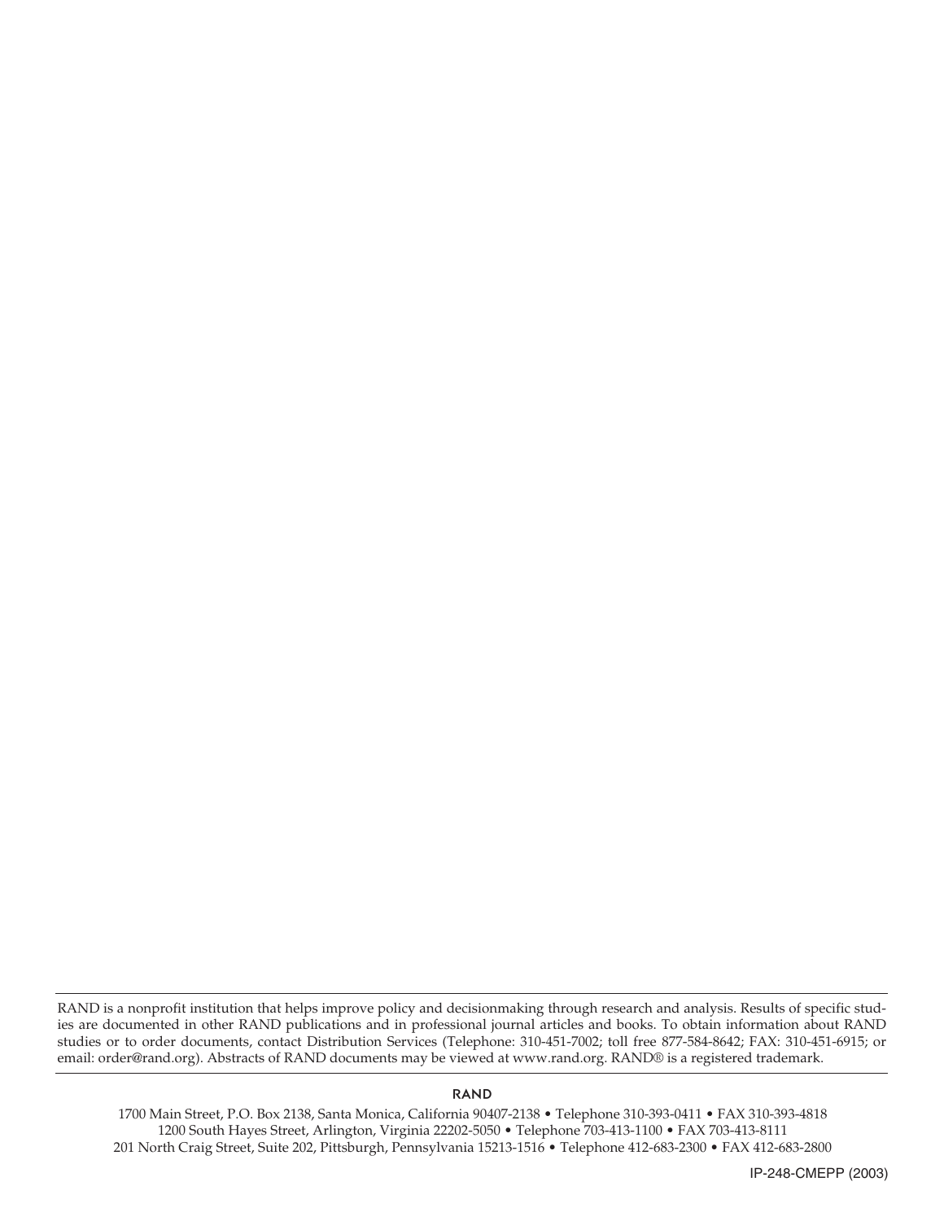RAND is a nonprofit institution that helps improve policy and decisionmaking through research and analysis. Results of specific studies are documented in other RAND publications and in professional journal articles and books. To obtain information about RAND studies or to order documents, contact Distribution Services (Telephone: 310-451-7002; toll free 877-584-8642; FAX: 310-451-6915; or email: order@rand.org). Abstracts of RAND documents may be viewed at www.rand.org. RAND® is a registered trademark.

**RAND**

1700 Main Street, P.O. Box 2138, Santa Monica, California 90407-2138 • Telephone 310-393-0411 • FAX 310-393-4818
1200 South Hayes Street, Arlington, Virginia 22202-5050 • Telephone 703-413-1100 • FAX 703-413-8111
201 North Craig Street, Suite 202, Pittsburgh, Pennsylvania 15213-1516 • Telephone 412-683-2300 • FAX 412-683-2800

IP-248-CMEPP (2003)